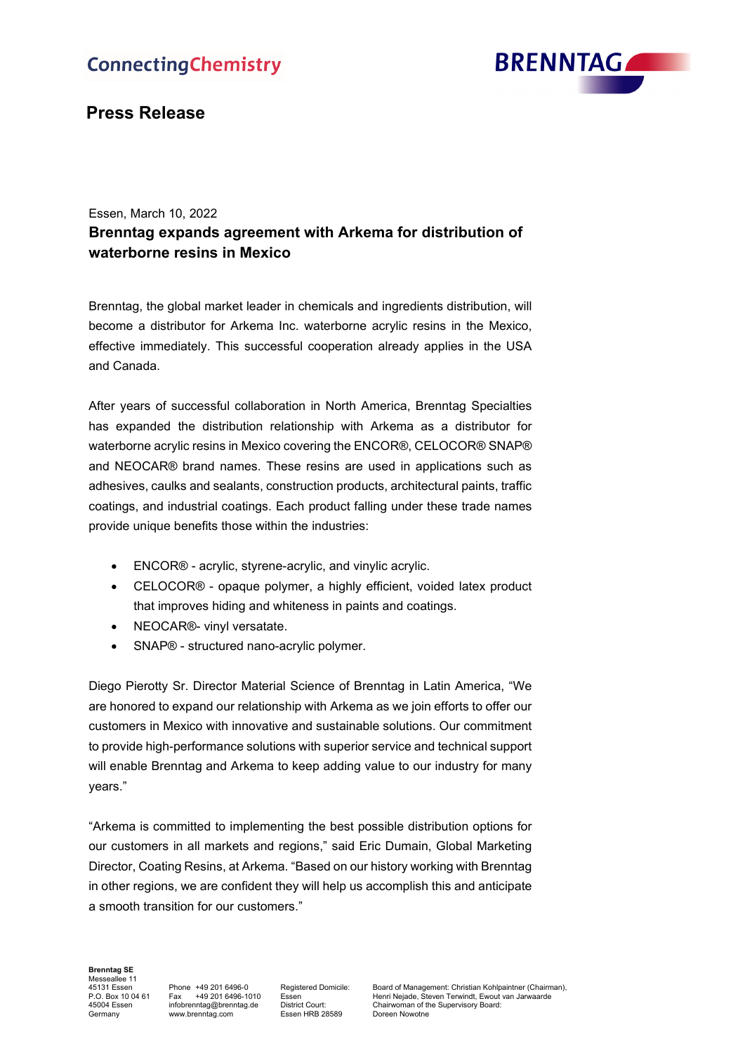ConnectingChemistry

BRENNTAG

## Press Release

Essen, March 10, 2022

**Brenntag expands agreement with Arkema for distribution of waterborne resins in Mexico**

Brenntag, the global market leader in chemicals and ingredients distribution, will become a distributor for Arkema Inc. waterborne acrylic resins in the Mexico, effective immediately. This successful cooperation already applies in the USA and Canada.

After years of successful collaboration in North America, Brenntag Specialties has expanded the distribution relationship with Arkema as a distributor for waterborne acrylic resins in Mexico covering the ENCOR®, CELOCOR® SNAP® and NEOCAR® brand names. These resins are used in applications such as adhesives, caulks and sealants, construction products, architectural paints, traffic coatings, and industrial coatings. Each product falling under these trade names provide unique benefits those within the industries:

- ENCOR® - acrylic, styrene-acrylic, and vinylic acrylic.
- CELOCOR® - opaque polymer, a highly efficient, voided latex product that improves hiding and whiteness in paints and coatings.
- NEOCAR®- vinyl versatate.
- SNAP® - structured nano-acrylic polymer.

Diego Pierotty Sr. Director Material Science of Brenntag in Latin America, "We are honored to expand our relationship with Arkema as we join efforts to offer our customers in Mexico with innovative and sustainable solutions. Our commitment to provide high-performance solutions with superior service and technical support will enable Brenntag and Arkema to keep adding value to our industry for many years."

"Arkema is committed to implementing the best possible distribution options for our customers in all markets and regions," said Eric Dumain, Global Marketing Director, Coating Resins, at Arkema. "Based on our history working with Brenntag in other regions, we are confident they will help us accomplish this and anticipate a smooth transition for our customers."

**Brenntag SE**
Messeallee 11
45131 Essen
P.O. Box 10 04 61
45004 Essen
Germany

Phone +49 201 6496-0
Fax +49 201 6496-1010
infobrenntag@brenntag.de
www.brenntag.com

Registered Domicile:
Essen
District Court:
Essen HRB 28589

Board of Management: Christian Kohlpaintner (Chairman), Henri Nejade, Steven Terwindt, Ewout van Jarwaarde
Chairwoman of the Supervisory Board:
Doreen Nowotne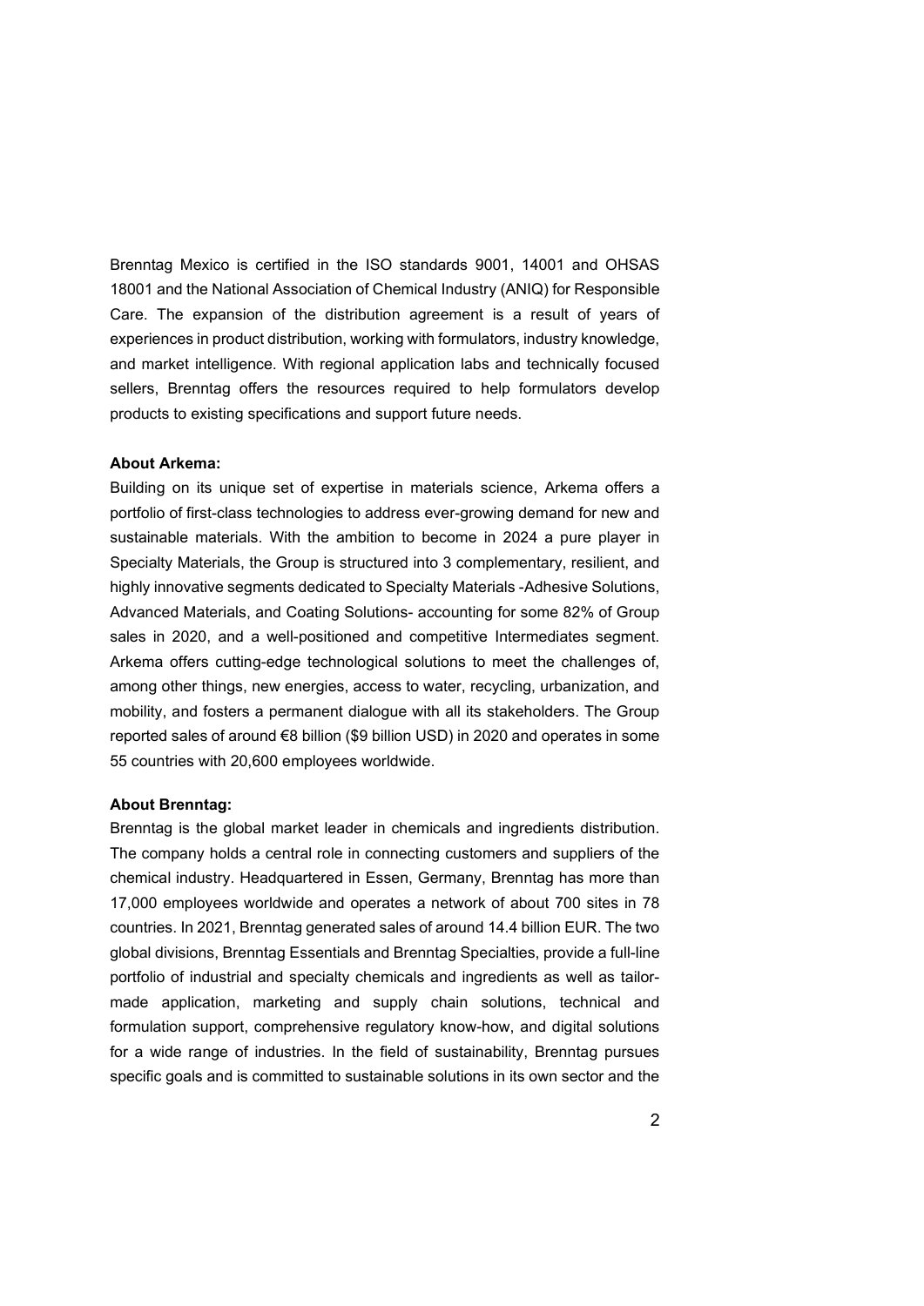Brenntag Mexico is certified in the ISO standards 9001, 14001 and OHSAS 18001 and the National Association of Chemical Industry (ANIQ) for Responsible Care. The expansion of the distribution agreement is a result of years of experiences in product distribution, working with formulators, industry knowledge, and market intelligence. With regional application labs and technically focused sellers, Brenntag offers the resources required to help formulators develop products to existing specifications and support future needs.

**About Arkema:**

Building on its unique set of expertise in materials science, Arkema offers a portfolio of first-class technologies to address ever-growing demand for new and sustainable materials. With the ambition to become in 2024 a pure player in Specialty Materials, the Group is structured into 3 complementary, resilient, and highly innovative segments dedicated to Specialty Materials -Adhesive Solutions, Advanced Materials, and Coating Solutions- accounting for some 82% of Group sales in 2020, and a well-positioned and competitive Intermediates segment. Arkema offers cutting-edge technological solutions to meet the challenges of, among other things, new energies, access to water, recycling, urbanization, and mobility, and fosters a permanent dialogue with all its stakeholders. The Group reported sales of around €8 billion ($9 billion USD) in 2020 and operates in some 55 countries with 20,600 employees worldwide.

**About Brenntag:**

Brenntag is the global market leader in chemicals and ingredients distribution. The company holds a central role in connecting customers and suppliers of the chemical industry. Headquartered in Essen, Germany, Brenntag has more than 17,000 employees worldwide and operates a network of about 700 sites in 78 countries. In 2021, Brenntag generated sales of around 14.4 billion EUR. The two global divisions, Brenntag Essentials and Brenntag Specialties, provide a full-line portfolio of industrial and specialty chemicals and ingredients as well as tailor-made application, marketing and supply chain solutions, technical and formulation support, comprehensive regulatory know-how, and digital solutions for a wide range of industries. In the field of sustainability, Brenntag pursues specific goals and is committed to sustainable solutions in its own sector and the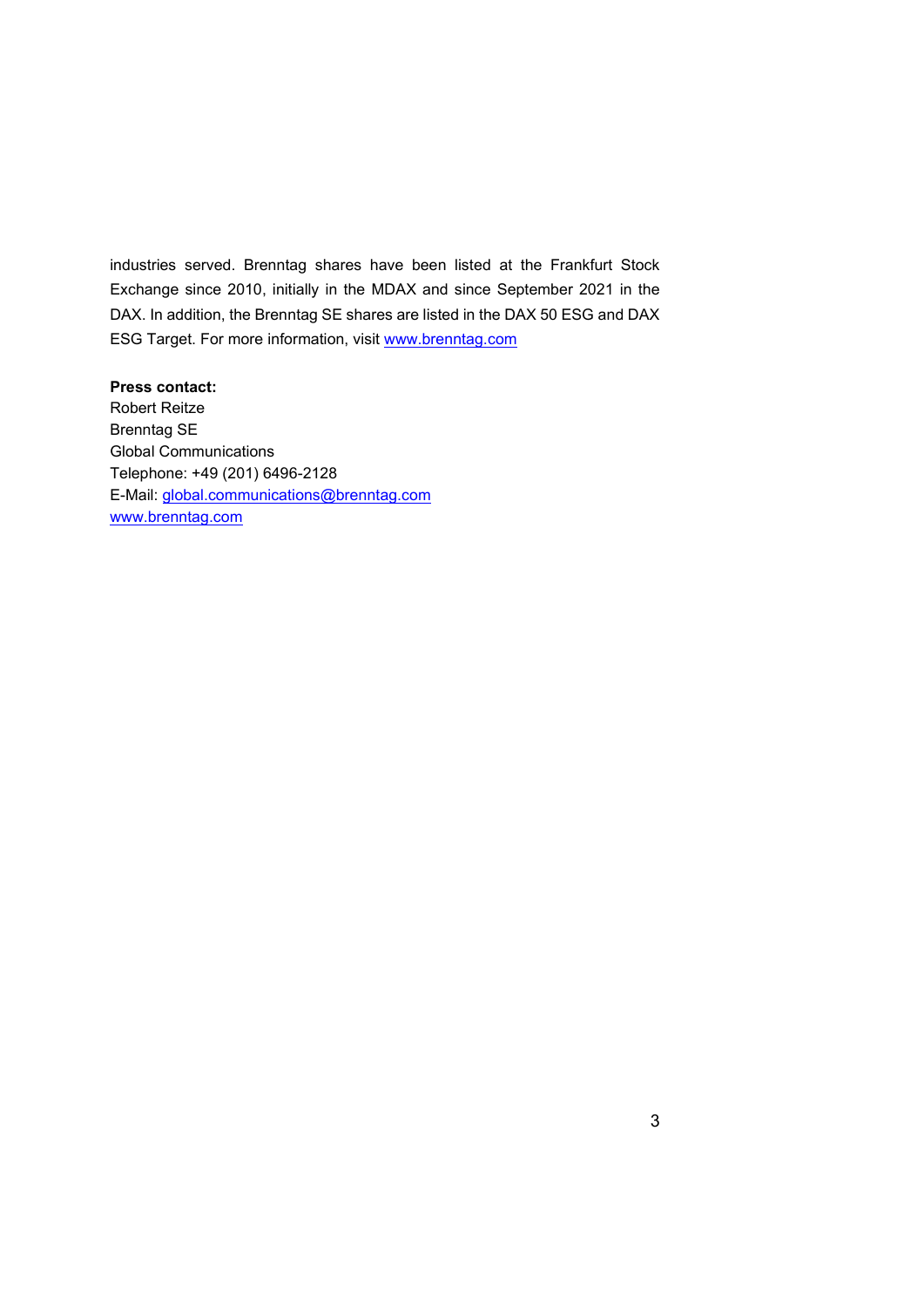industries served. Brenntag shares have been listed at the Frankfurt Stock Exchange since 2010, initially in the MDAX and since September 2021 in the DAX. In addition, the Brenntag SE shares are listed in the DAX 50 ESG and DAX ESG Target. For more information, visit [www.brenntag.com](http://www.brenntag.com)

**Press contact:**
Robert Reitze
Brenntag SE
Global Communications
Telephone: +49 (201) 6496-2128
E-Mail: [global.communications@brenntag.com](mailto:global.communications@brenntag.com)
[www.brenntag.com](http://www.brenntag.com)